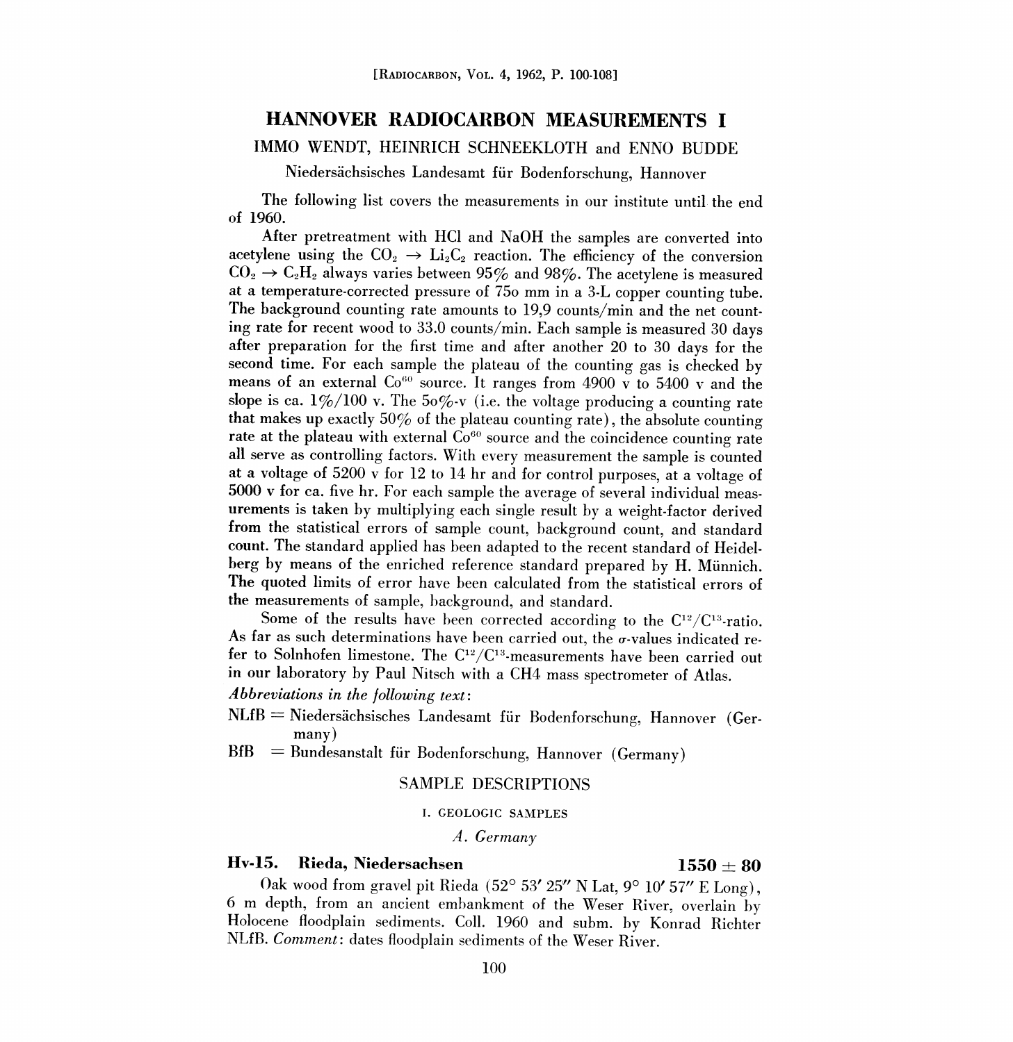[Radiocarbon, Vol. 4, 1962, P. 100-108]

# HANNOVER RADIOCARBON MEASUREMENTS I

IMMO WENDT, HEINRICH SCHNEEKLOTH and ENNO BUDDE

Niedersächsisches Landesamt für Bodenforschung, Hannover

The following list covers the measurements in our institute until the end of 1960.

After pretreatment with HCl and NaOH the samples are converted into acetylene using the $CO_2 \rightarrow Li_2C_2$ reaction. The efficiency of the conversion $CO_2 \rightarrow C_2H_2$ always varies between 95% and 98%. The acetylene is measured at a temperature-corrected pressure of 75o mm in a 3-L copper counting tube. The background counting rate amounts to 19,9 counts/min and the net counting rate for recent wood to 33.0 counts/min. Each sample is measured 30 days after preparation for the first time and after another 20 to 30 days for the second time. For each sample the plateau of the counting gas is checked by means of an external $Co^{60}$ source. It ranges from 4900 v to 5400 v and the slope is ca. 1%/100 v. The 5o%-v (i.e. the voltage producing a counting rate that makes up exactly 50% of the plateau counting rate), the absolute counting rate at the plateau with external $Co^{60}$ source and the coincidence counting rate all serve as controlling factors. With every measurement the sample is counted at a voltage of 5200 v for 12 to 14 hr and for control purposes, at a voltage of 5000 v for ca. five hr. For each sample the average of several individual measurements is taken by multiplying each single result by a weight-factor derived from the statistical errors of sample count, background count, and standard count. The standard applied has been adapted to the recent standard of Heidelberg by means of the enriched reference standard prepared by H. Münnich. The quoted limits of error have been calculated from the statistical errors of the measurements of sample, background, and standard.

Some of the results have been corrected according to the $C^{12}/C^{13}$-ratio. As far as such determinations have been carried out, the $\sigma$-values indicated refer to Solnhofen limestone. The $C^{12}/C^{13}$-measurements have been carried out in our laboratory by Paul Nitsch with a CH4 mass spectrometer of Atlas.

*Abbreviations in the following text:*

NLfB = Niedersächsisches Landesamt für Bodenforschung, Hannover (Germany)

BfB = Bundesanstalt für Bodenforschung, Hannover (Germany)

## SAMPLE DESCRIPTIONS

### I. GEOLOGIC SAMPLES

#### *A. Germany*

**Hv-15. Rieda, Niedersachsen** **1550 ± 80**

Oak wood from gravel pit Rieda (52° 53′ 25″ N Lat, 9° 10′ 57″ E Long), 6 m depth, from an ancient embankment of the Weser River, overlain by Holocene floodplain sediments. Coll. 1960 and subm. by Konrad Richter NLfB. *Comment*: dates floodplain sediments of the Weser River.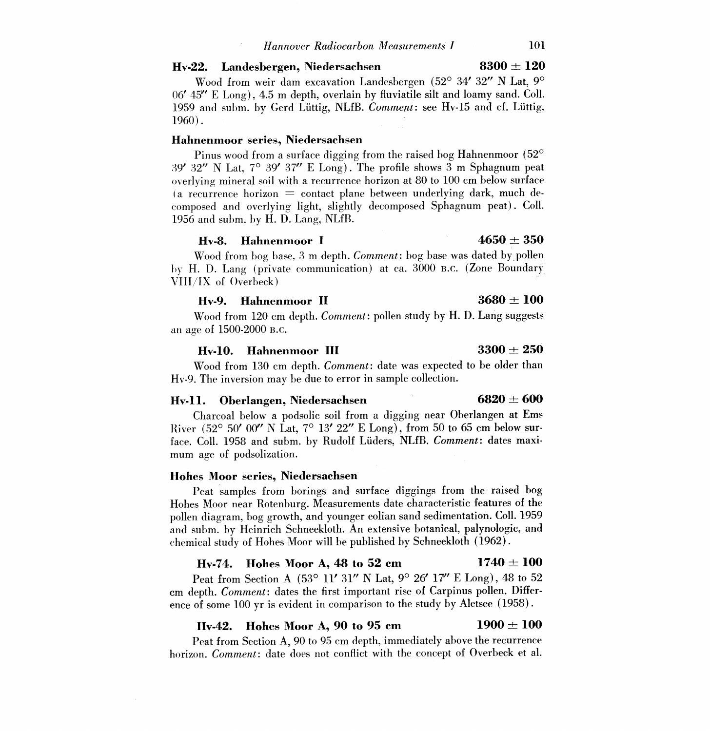**Hv-22. Landesbergen, Niedersachsen** **8300 ± 120**

Wood from weir dam excavation Landesbergen (52° 34′ 32″ N Lat, 9° 06′ 45″ E Long), 4.5 m depth, overlain by fluviatile silt and loamy sand. Coll. 1959 and subm. by Gerd Lüttig, NLfB. *Comment*: see Hv-15 and cf. Lüttig, 1960).

**Hahnenmoor series, Niedersachsen**

Pinus wood from a surface digging from the raised bog Hahnenmoor (52° 39′ 32″ N Lat, 7° 39′ 37″ E Long). The profile shows 3 m Sphagnum peat overlying mineral soil with a recurrence horizon at 80 to 100 cm below surface (a recurrence horizon = contact plane between underlying dark, much decomposed and overlying light, slightly decomposed Sphagnum peat). Coll. 1956 and subm. by H. D. Lang, NLfB.

**Hv-8. Hahnenmoor I** **4650 ± 350**

Wood from bog base, 3 m depth. *Comment*: bog base was dated by pollen by H. D. Lang (private communication) at ca. 3000 B.C. (Zone Boundary VIII/IX of Overbeck)

**Hv-9. Hahnenmoor II** **3680 ± 100**

Wood from 120 cm depth. *Comment*: pollen study by H. D. Lang suggests an age of 1500-2000 B.C.

**Hv-10. Hahnenmoor III** **3300 ± 250**

Wood from 130 cm depth. *Comment*: date was expected to be older than Hv-9. The inversion may be due to error in sample collection.

**Hv-11. Oberlangen, Niedersachsen** **6820 ± 600**

Charcoal below a podsolic soil from a digging near Oberlangen at Ems River (52° 50′ 00″ N Lat, 7° 13′ 22″ E Long), from 50 to 65 cm below surface. Coll. 1958 and subm. by Rudolf Lüders, NLfB. *Comment*: dates maximum age of podsolization.

**Hohes Moor series, Niedersachsen**

Peat samples from borings and surface diggings from the raised bog Hohes Moor near Rotenburg. Measurements date characteristic features of the pollen diagram, bog growth, and younger eolian sand sedimentation. Coll. 1959 and subm. by Heinrich Schneekloth. An extensive botanical, palynologic, and chemical study of Hohes Moor will be published by Schneekloth (1962).

**Hv-74. Hohes Moor A, 48 to 52 cm** **1740 ± 100**

Peat from Section A (53° 11′ 31″ N Lat, 9° 26′ 17″ E Long), 48 to 52 cm depth. *Comment*: dates the first important rise of Carpinus pollen. Difference of some 100 yr is evident in comparison to the study by Aletsee (1958).

**Hv-42. Hohes Moor A, 90 to 95 cm** **1900 ± 100**

Peat from Section A, 90 to 95 cm depth, immediately above the recurrence horizon. *Comment*: date does not conflict with the concept of Overbeck et al.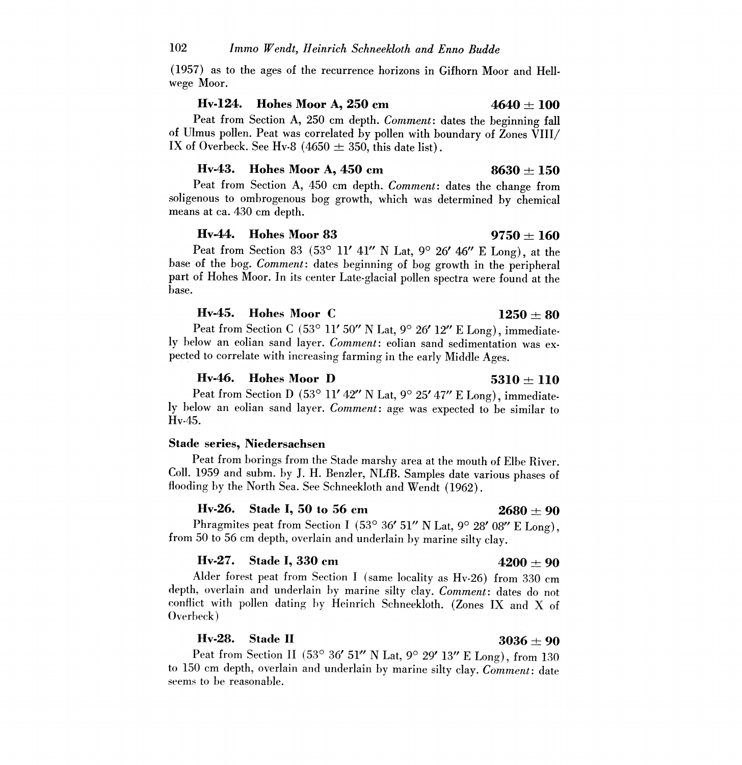(1957) as to the ages of the recurrence horizons in Gifhorn Moor and Hellwege Moor.

### Hv-124. Hohes Moor A, 250 cm — 4640 ± 100

Peat from Section A, 250 cm depth. *Comment*: dates the beginning fall of Ulmus pollen. Peat was correlated by pollen with boundary of Zones VIII/IX of Overbeck. See Hv-8 (4650 ± 350, this date list).

### Hv-43. Hohes Moor A, 450 cm — 8630 ± 150

Peat from Section A, 450 cm depth. *Comment*: dates the change from soligenous to ombrogenous bog growth, which was determined by chemical means at ca. 430 cm depth.

### Hv-44. Hohes Moor 83 — 9750 ± 160

Peat from Section 83 (53° 11′ 41″ N Lat, 9° 26′ 46″ E Long), at the base of the bog. *Comment*: dates beginning of bog growth in the peripheral part of Hohes Moor. In its center Late-glacial pollen spectra were found at the base.

### Hv-45. Hohes Moor C — 1250 ± 80

Peat from Section C (53° 11′ 50″ N Lat, 9° 26′ 12″ E Long), immediately below an eolian sand layer. *Comment*: eolian sand sedimentation was expected to correlate with increasing farming in the early Middle Ages.

### Hv-46. Hohes Moor D — 5310 ± 110

Peat from Section D (53° 11′ 42″ N Lat, 9° 25′ 47″ E Long), immediately below an eolian sand layer. *Comment*: age was expected to be similar to Hv-45.

## Stade series, Niedersachsen

Peat from borings from the Stade marshy area at the mouth of Elbe River. Coll. 1959 and subm. by J. H. Benzler, NLfB. Samples date various phases of flooding by the North Sea. See Schneekloth and Wendt (1962).

### Hv-26. Stade I, 50 to 56 cm — 2680 ± 90

Phragmites peat from Section I (53° 36′ 51″ N Lat, 9° 28′ 08″ E Long), from 50 to 56 cm depth, overlain and underlain by marine silty clay.

### Hv-27. Stade I, 330 cm — 4200 ± 90

Alder forest peat from Section I (same locality as Hv-26) from 330 cm depth, overlain and underlain by marine silty clay. *Comment*: dates do not conflict with pollen dating by Heinrich Schneekloth. (Zones IX and X of Overbeck)

### Hv-28. Stade II — 3036 ± 90

Peat from Section II (53° 36′ 51″ N Lat, 9° 29′ 13″ E Long), from 130 to 150 cm depth, overlain and underlain by marine silty clay. *Comment*: date seems to be reasonable.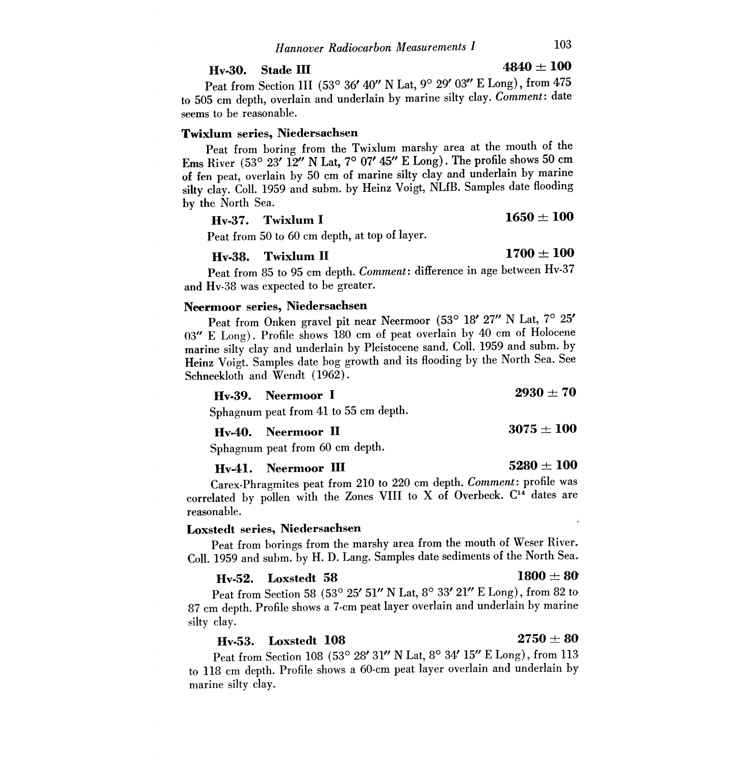**Hv-30. Stade III** **4840 ± 100**

Peat from Section III (53° 36′ 40″ N Lat, 9° 29′ 03″ E Long), from 475 to 505 cm depth, overlain and underlain by marine silty clay. *Comment*: date seems to be reasonable.

**Twixlum series, Niedersachsen**

Peat from boring from the Twixlum marshy area at the mouth of the Ems River (53° 23′ 12″ N Lat, 7° 07′ 45″ E Long). The profile shows 50 cm of fen peat, overlain by 50 cm of marine silty clay and underlain by marine silty clay. Coll. 1959 and subm. by Heinz Voigt, NLfB. Samples date flooding by the North Sea.

**Hv-37. Twixlum I** **1650 ± 100**

Peat from 50 to 60 cm depth, at top of layer.

**Hv-38. Twixlum II** **1700 ± 100**

Peat from 85 to 95 cm depth. *Comment*: difference in age between Hv-37 and Hv-38 was expected to be greater.

**Neermoor series, Niedersachsen**

Peat from Onken gravel pit near Neermoor (53° 18′ 27″ N Lat, 7° 25′ 03″ E Long). Profile shows 180 cm of peat overlain by 40 cm of Holocene marine silty clay and underlain by Pleistocene sand. Coll. 1959 and subm. by Heinz Voigt. Samples date bog growth and its flooding by the North Sea. See Schneekloth and Wendt (1962).

**Hv-39. Neermoor I** **2930 ± 70**

Sphagnum peat from 41 to 55 cm depth.

**Hv-40. Neermoor II** **3075 ± 100**

Sphagnum peat from 60 cm depth.

**Hv-41. Neermoor III** **5280 ± 100**

Carex-Phragmites peat from 210 to 220 cm depth. *Comment*: profile was correlated by pollen with the Zones VIII to X of Overbeck. $C^{14}$ dates are reasonable.

**Loxstedt series, Niedersachsen**

Peat from borings from the marshy area from the mouth of Weser River. Coll. 1959 and subm. by H. D. Lang. Samples date sediments of the North Sea.

**Hv-52. Loxstedt 58** **1800 ± 80**

Peat from Section 58 (53° 25′ 51″ N Lat, 8° 33′ 21″ E Long), from 82 to 87 cm depth. Profile shows a 7-cm peat layer overlain and underlain by marine silty clay.

**Hv-53. Loxstedt 108** **2750 ± 80**

Peat from Section 108 (53° 28′ 31″ N Lat, 8° 34′ 15″ E Long), from 113 to 118 cm depth. Profile shows a 60-cm peat layer overlain and underlain by marine silty clay.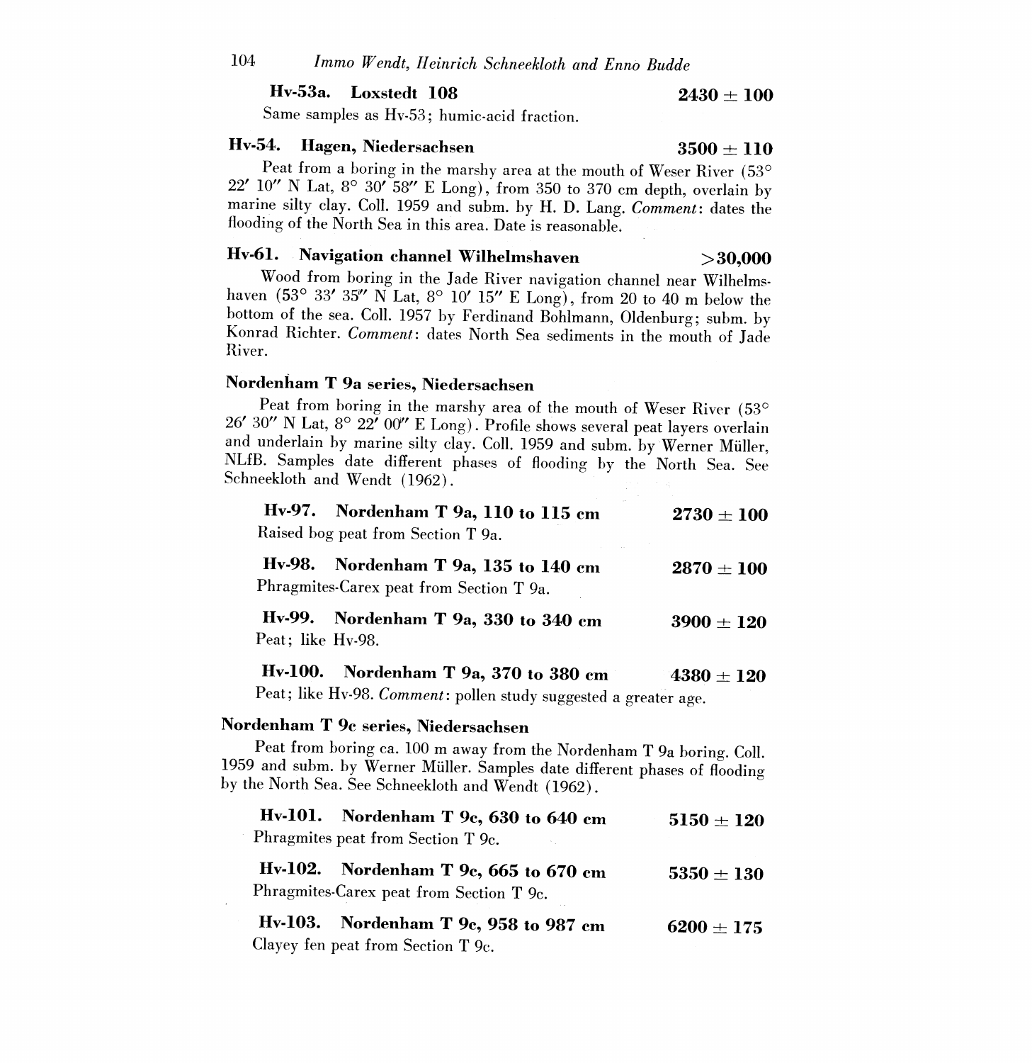**Hv-53a. Loxstedt 108** **2430 ± 100**

Same samples as Hv-53; humic-acid fraction.

**Hv-54. Hagen, Niedersachsen** **3500 ± 110**

Peat from a boring in the marshy area at the mouth of Weser River (53° 22′ 10″ N Lat, 8° 30′ 58″ E Long), from 350 to 370 cm depth, overlain by marine silty clay. Coll. 1959 and subm. by H. D. Lang. *Comment*: dates the flooding of the North Sea in this area. Date is reasonable.

**Hv-61. Navigation channel Wilhelmshaven** **>30,000**

Wood from boring in the Jade River navigation channel near Wilhelmshaven (53° 33′ 35″ N Lat, 8° 10′ 15″ E Long), from 20 to 40 m below the bottom of the sea. Coll. 1957 by Ferdinand Bohlmann, Oldenburg; subm. by Konrad Richter. *Comment*: dates North Sea sediments in the mouth of Jade River.

**Nordenham T 9a series, Niedersachsen**

Peat from boring in the marshy area of the mouth of Weser River (53° 26′ 30″ N Lat, 8° 22′ 00″ E Long). Profile shows several peat layers overlain and underlain by marine silty clay. Coll. 1959 and subm. by Werner Müller, NLfB. Samples date different phases of flooding by the North Sea. See Schneekloth and Wendt (1962).

**Hv-97. Nordenham T 9a, 110 to 115 cm** **2730 ± 100**

Raised bog peat from Section T 9a.

**Hv-98. Nordenham T 9a, 135 to 140 cm** **2870 ± 100**

Phragmites-Carex peat from Section T 9a.

**Hv-99. Nordenham T 9a, 330 to 340 cm** **3900 ± 120**

Peat; like Hv-98.

**Hv-100. Nordenham T 9a, 370 to 380 cm** **4380 ± 120**

Peat; like Hv-98. *Comment*: pollen study suggested a greater age.

**Nordenham T 9c series, Niedersachsen**

Peat from boring ca. 100 m away from the Nordenham T 9a boring. Coll. 1959 and subm. by Werner Müller. Samples date different phases of flooding by the North Sea. See Schneekloth and Wendt (1962).

**Hv-101. Nordenham T 9c, 630 to 640 cm** **5150 ± 120**

Phragmites peat from Section T 9c.

**Hv-102. Nordenham T 9c, 665 to 670 cm** **5350 ± 130**

Phragmites-Carex peat from Section T 9c.

**Hv-103. Nordenham T 9c, 958 to 987 cm** **6200 ± 175**

Clayey fen peat from Section T 9c.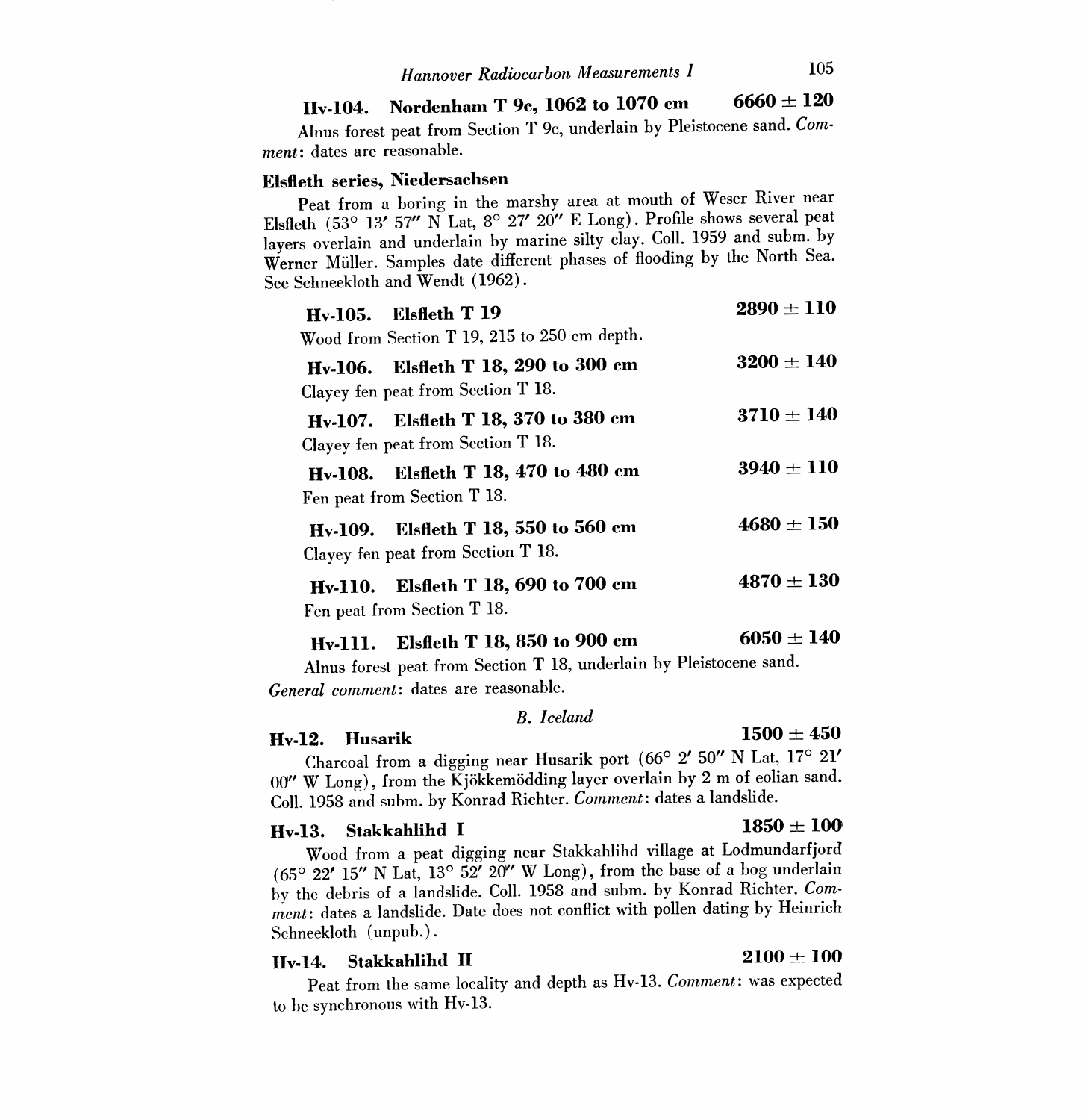### Hv-104. Nordenham T 9c, 1062 to 1070 cm — 6660 ± 120

Alnus forest peat from Section T 9c, underlain by Pleistocene sand. *Comment*: dates are reasonable.

### Elsfleth series, Niedersachsen

Peat from a boring in the marshy area at mouth of Weser River near Elsfleth (53° 13′ 57″ N Lat, 8° 27′ 20″ E Long). Profile shows several peat layers overlain and underlain by marine silty clay. Coll. 1959 and subm. by Werner Müller. Samples date different phases of flooding by the North Sea. See Schneekloth and Wendt (1962).

**Hv-105. Elsfleth T 19** — **2890 ± 110**

Wood from Section T 19, 215 to 250 cm depth.

**Hv-106. Elsfleth T 18, 290 to 300 cm** — **3200 ± 140**

Clayey fen peat from Section T 18.

**Hv-107. Elsfleth T 18, 370 to 380 cm** — **3710 ± 140**

Clayey fen peat from Section T 18.

**Hv-108. Elsfleth T 18, 470 to 480 cm** — **3940 ± 110**

Fen peat from Section T 18.

**Hv-109. Elsfleth T 18, 550 to 560 cm** — **4680 ± 150**

Clayey fen peat from Section T 18.

**Hv-110. Elsfleth T 18, 690 to 700 cm** — **4870 ± 130**

Fen peat from Section T 18.

**Hv-111. Elsfleth T 18, 850 to 900 cm** — **6050 ± 140**

Alnus forest peat from Section T 18, underlain by Pleistocene sand.

*General comment*: dates are reasonable.

## *B. Iceland*

### Hv-12. Husarik — 1500 ± 450

Charcoal from a digging near Husarik port (66° 2′ 50″ N Lat, 17° 21′ 00″ W Long), from the Kjökkemödding layer overlain by 2 m of eolian sand. Coll. 1958 and subm. by Konrad Richter. *Comment*: dates a landslide.

### Hv-13. Stakkahlihd I — 1850 ± 100

Wood from a peat digging near Stakkahlihd village at Lodmundarfjord (65° 22′ 15″ N Lat, 13° 52′ 20″ W Long), from the base of a bog underlain by the debris of a landslide. Coll. 1958 and subm. by Konrad Richter. *Comment*: dates a landslide. Date does not conflict with pollen dating by Heinrich Schneekloth (unpub.).

### Hv-14. Stakkahlihd II — 2100 ± 100

Peat from the same locality and depth as Hv-13. *Comment*: was expected to be synchronous with Hv-13.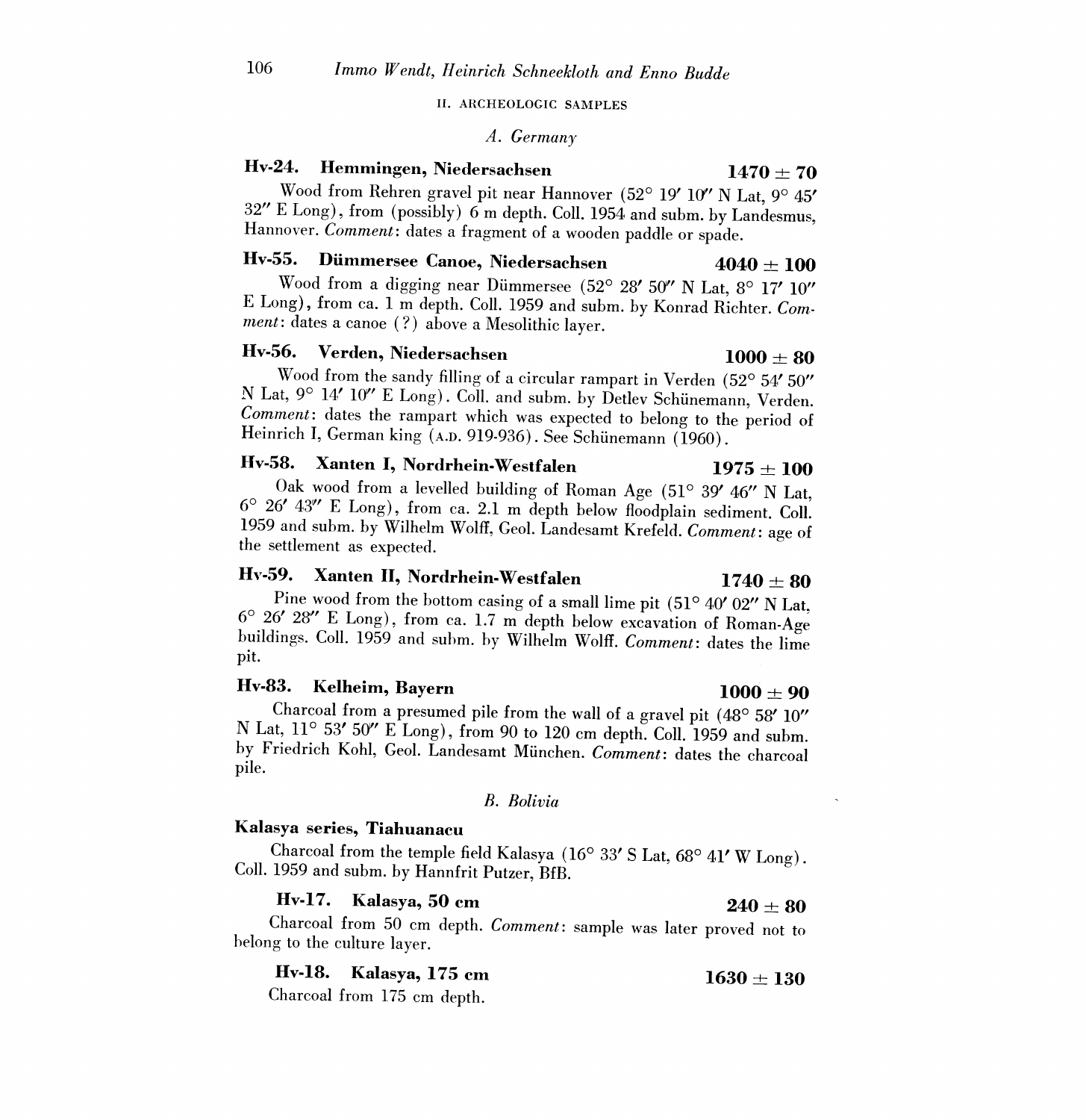## II. ARCHEOLOGIC SAMPLES

### *A. Germany*

**Hv-24. Hemmingen, Niedersachsen** **1470 ± 70**

Wood from Rehren gravel pit near Hannover (52° 19′ 10″ N Lat, 9° 45′ 32″ E Long), from (possibly) 6 m depth. Coll. 1954 and subm. by Landesmus, Hannover. *Comment*: dates a fragment of a wooden paddle or spade.

**Hv-55. Dümmersee Canoe, Niedersachsen** **4040 ± 100**

Wood from a digging near Dümmersee (52° 28′ 50″ N Lat, 8° 17′ 10″ E Long), from ca. 1 m depth. Coll. 1959 and subm. by Konrad Richter. *Comment*: dates a canoe (?) above a Mesolithic layer.

**Hv-56. Verden, Niedersachsen** **1000 ± 80**

Wood from the sandy filling of a circular rampart in Verden (52° 54′ 50″ N Lat, 9° 14′ 10″ E Long). Coll. and subm. by Detlev Schünemann, Verden. *Comment*: dates the rampart which was expected to belong to the period of Heinrich I, German king (A.D. 919-936). See Schünemann (1960).

**Hv-58. Xanten I, Nordrhein-Westfalen** **1975 ± 100**

Oak wood from a levelled building of Roman Age (51° 39′ 46″ N Lat, 6° 26′ 43″ E Long), from ca. 2.1 m depth below floodplain sediment. Coll. 1959 and subm. by Wilhelm Wolff, Geol. Landesamt Krefeld. *Comment*: age of the settlement as expected.

**Hv-59. Xanten II, Nordrhein-Westfalen** **1740 ± 80**

Pine wood from the bottom casing of a small lime pit (51° 40′ 02″ N Lat, 6° 26′ 28″ E Long), from ca. 1.7 m depth below excavation of Roman-Age buildings. Coll. 1959 and subm. by Wilhelm Wolff. *Comment*: dates the lime pit.

**Hv-83. Kelheim, Bayern** **1000 ± 90**

Charcoal from a presumed pile from the wall of a gravel pit (48° 58′ 10″ N Lat, 11° 53′ 50″ E Long), from 90 to 120 cm depth. Coll. 1959 and subm. by Friedrich Kohl, Geol. Landesamt München. *Comment*: dates the charcoal pile.

### *B. Bolivia*

**Kalasya series, Tiahuanacu**

Charcoal from the temple field Kalasya (16° 33′ S Lat, 68° 41′ W Long). Coll. 1959 and subm. by Hannfrit Putzer, BfB.

**Hv-17. Kalasya, 50 cm** **240 ± 80**

Charcoal from 50 cm depth. *Comment*: sample was later proved not to belong to the culture layer.

**Hv-18. Kalasya, 175 cm** **1630 ± 130**

Charcoal from 175 cm depth.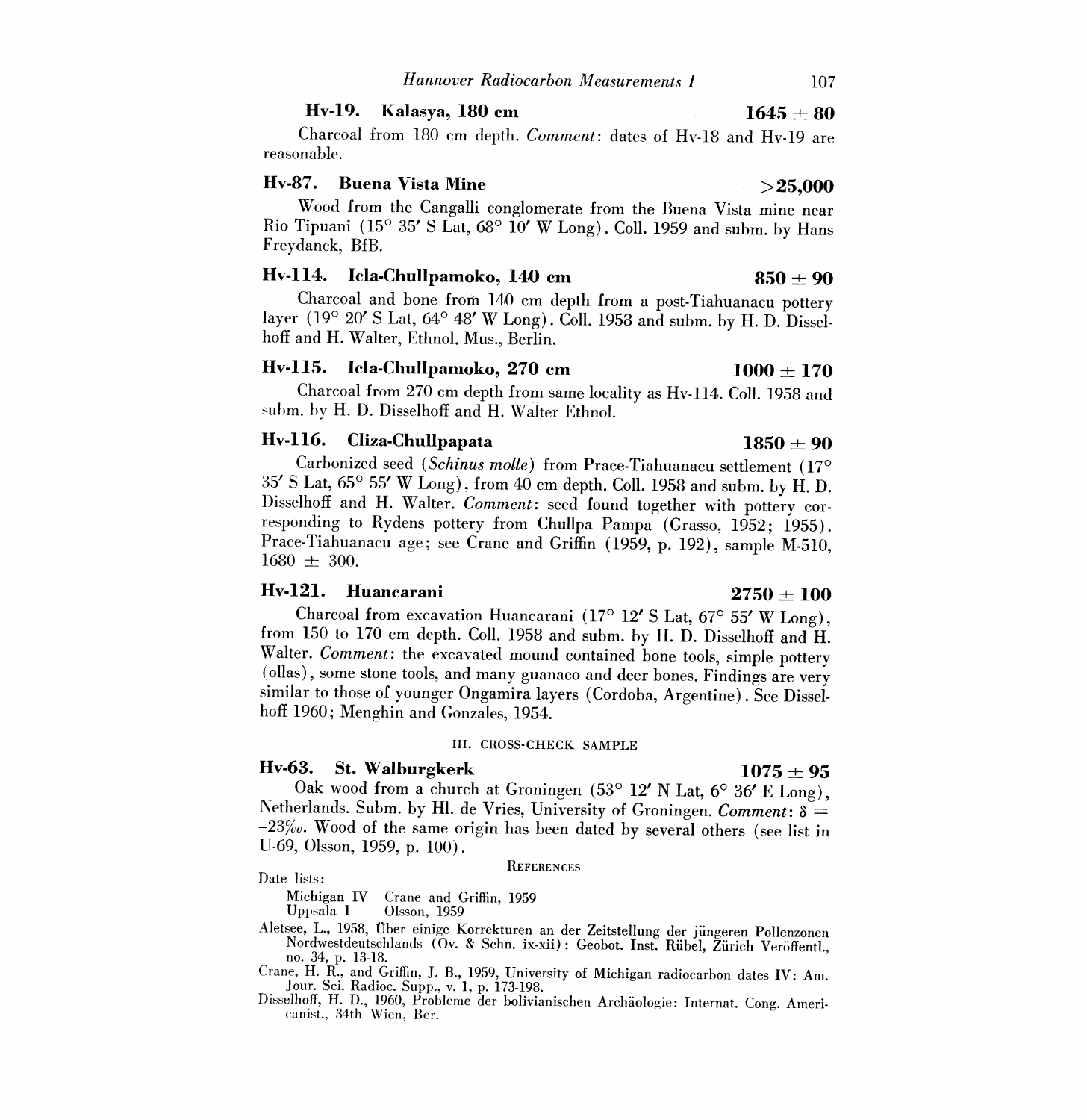**Hv-19. Kalasya, 180 cm** **1645 ± 80**

Charcoal from 180 cm depth. *Comment*: dates of Hv-18 and Hv-19 are reasonable.

**Hv-87. Buena Vista Mine** **>25,000**

Wood from the Cangalli conglomerate from the Buena Vista mine near Rio Tipuani (15° 35′ S Lat, 68° 10′ W Long). Coll. 1959 and subm. by Hans Freydanck, BfB.

**Hv-114. Icla-Chullpamoko, 140 cm** **850 ± 90**

Charcoal and bone from 140 cm depth from a post-Tiahuanacu pottery layer (19° 20′ S Lat, 64° 48′ W Long). Coll. 1958 and subm. by H. D. Disselhoff and H. Walter, Ethnol. Mus., Berlin.

**Hv-115. Icla-Chullpamoko, 270 cm** **1000 ± 170**

Charcoal from 270 cm depth from same locality as Hv-114. Coll. 1958 and subm. by H. D. Disselhoff and H. Walter Ethnol.

**Hv-116. Cliza-Chullpapata** **1850 ± 90**

Carbonized seed (*Schinus molle*) from Prace-Tiahuanacu settlement (17° 35′ S Lat, 65° 55′ W Long), from 40 cm depth. Coll. 1958 and subm. by H. D. Disselhoff and H. Walter. *Comment*: seed found together with pottery corresponding to Rydens pottery from Chullpa Pampa (Grasso, 1952; 1955). Prace-Tiahuanacu age; see Crane and Griffin (1959, p. 192), sample M-510, 1680 ± 300.

**Hv-121. Huancarani** **2750 ± 100**

Charcoal from excavation Huancarani (17° 12′ S Lat, 67° 55′ W Long), from 150 to 170 cm depth. Coll. 1958 and subm. by H. D. Disselhoff and H. Walter. *Comment*: the excavated mound contained bone tools, simple pottery (ollas), some stone tools, and many guanaco and deer bones. Findings are very similar to those of younger Ongamira layers (Cordoba, Argentine). See Disselhoff 1960; Menghin and Gonzales, 1954.

## III. CROSS-CHECK SAMPLE

**Hv-63. St. Walburgkerk** **1075 ± 95**

Oak wood from a church at Groningen (53° 12′ N Lat, 6° 36′ E Long), Netherlands. Subm. by Hl. de Vries, University of Groningen. *Comment*: $\delta = -23‰$. Wood of the same origin has been dated by several others (see list in U-69, Olsson, 1959, p. 100).

## REFERENCES

Date lists:

Michigan IV Crane and Griffin, 1959
Uppsala I Olsson, 1959

Aletsee, L., 1958, Über einige Korrekturen an der Zeitstellung der jüngeren Pollenzonen Nordwestdeutschlands (Ov. & Schn. ix-xii): Geobot. Inst. Rübel, Zürich Veröffentl., no. 34, p. 13-18.

Crane, H. R., and Griffin, J. B., 1959, University of Michigan radiocarbon dates IV: Am. Jour. Sci. Radioc. Supp., v. 1, p. 173-198.

Disselhoff, H. D., 1960, Probleme der bolivianischen Archäologie: Internat. Cong. Americanist., 34th Wien, Ber.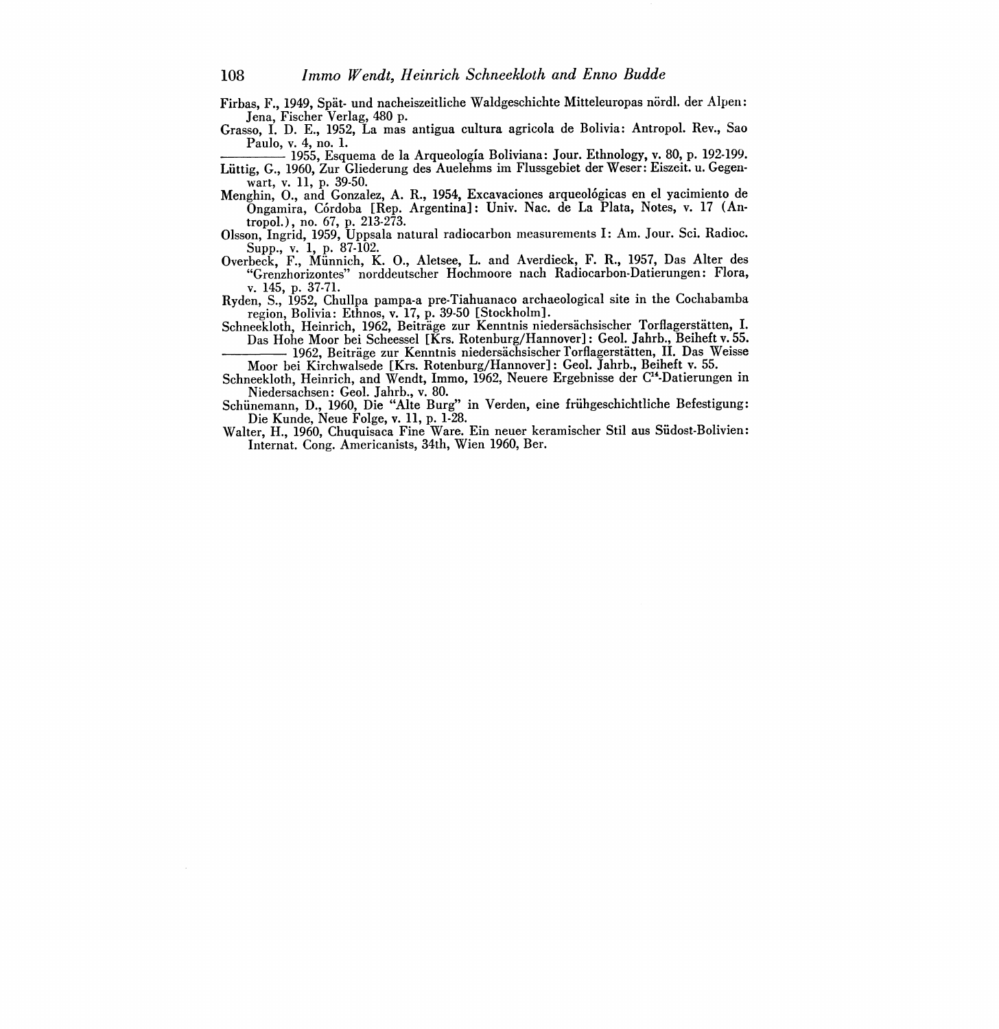Firbas, F., 1949, Spät- und nacheiszeitliche Waldgeschichte Mitteleuropas nördl. der Alpen: Jena, Fischer Verlag, 480 p.

Grasso, I. D. E., 1952, La mas antigua cultura agricola de Bolivia: Antropol. Rev., Sao Paulo, v. 4, no. 1.

——— 1955, Esquema de la Arqueología Boliviana: Jour. Ethnology, v. 80, p. 192-199.

Lüttig, G., 1960, Zur Gliederung des Auelehms im Flussgebiet der Weser: Eiszeit. u. Gegenwart, v. 11, p. 39-50.

Menghin, O., and Gonzalez, A. R., 1954, Excavaciones arqueológicas en el yacimiento de Ongamira, Córdoba [Rep. Argentina]: Univ. Nac. de La Plata, Notes, v. 17 (Antropol.), no. 67, p. 213-273.

Olsson, Ingrid, 1959, Uppsala natural radiocarbon measurements I: Am. Jour. Sci. Radioc. Supp., v. 1, p. 87-102.

Overbeck, F., Münnich, K. O., Aletsee, L. and Averdieck, F. R., 1957, Das Alter des "Grenzhorizontes" norddeutscher Hochmoore nach Radiocarbon-Datierungen: Flora, v. 145, p. 37-71.

Ryden, S., 1952, Chullpa pampa-a pre-Tiahuanaco archaeological site in the Cochabamba region, Bolivia: Ethnos, v. 17, p. 39-50 [Stockholm].

Schneekloth, Heinrich, 1962, Beiträge zur Kenntnis niedersächsischer Torflagerstätten, I. Das Hohe Moor bei Scheessel [Krs. Rotenburg/Hannover]: Geol. Jahrb., Beiheft v. 55.

——— 1962, Beiträge zur Kenntnis niedersächsischer Torflagerstätten, II. Das Weisse Moor bei Kirchwalsede [Krs. Rotenburg/Hannover]: Geol. Jahrb., Beiheft v. 55.

Schneekloth, Heinrich, and Wendt, Immo, 1962, Neuere Ergebnisse der $C^{14}$-Datierungen in Niedersachsen: Geol. Jahrb., v. 80.

Schünemann, D., 1960, Die "Alte Burg" in Verden, eine frühgeschichtliche Befestigung: Die Kunde, Neue Folge, v. 11, p. 1-28.

Walter, H., 1960, Chuquisaca Fine Ware. Ein neuer keramischer Stil aus Südost-Bolivien: Internat. Cong. Americanists, 34th, Wien 1960, Ber.